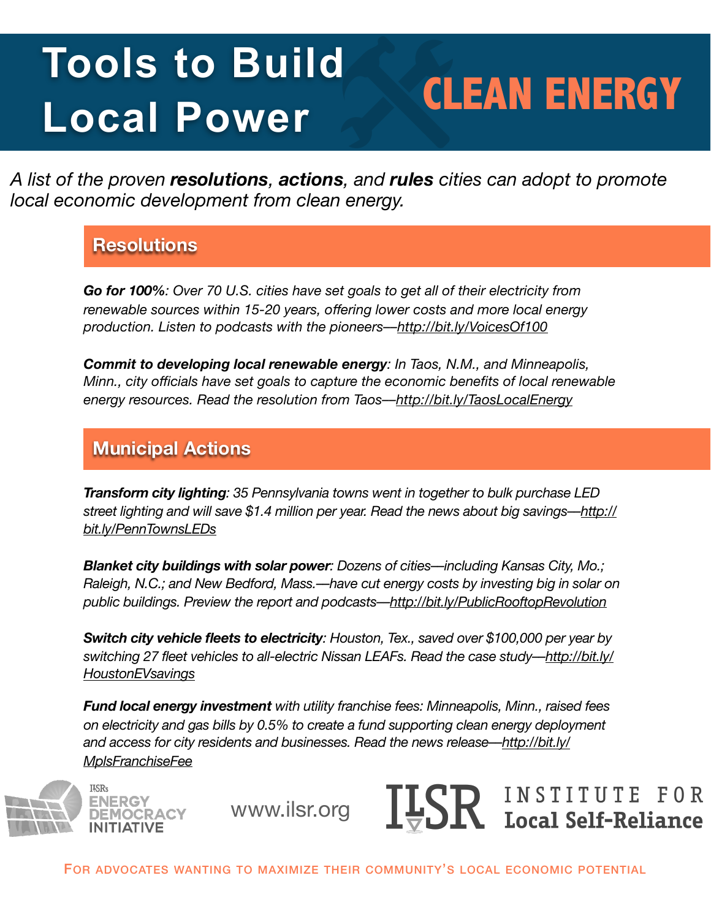# Tools to Build Local Power

## CLEAN ENERGY

*A list of the proven **resolutions**, **actions**, and **rules** cities can adopt to promote local economic development from clean energy.*

## Resolutions

***Go for 100%**: Over 70 U.S. cities have set goals to get all of their electricity from renewable sources within 15-20 years, offering lower costs and more local energy production. Listen to podcasts with the pioneers—http://bit.ly/VoicesOf100*

***Commit to developing local renewable energy**: In Taos, N.M., and Minneapolis, Minn., city officials have set goals to capture the economic benefits of local renewable energy resources. Read the resolution from Taos—http://bit.ly/TaosLocalEnergy*

## Municipal Actions

***Transform city lighting**: 35 Pennsylvania towns went in together to bulk purchase LED street lighting and will save $1.4 million per year. Read the news about big savings—http://bit.ly/PennTownsLEDs*

***Blanket city buildings with solar power**: Dozens of cities—including Kansas City, Mo.; Raleigh, N.C.; and New Bedford, Mass.—have cut energy costs by investing big in solar on public buildings. Preview the report and podcasts—http://bit.ly/PublicRooftopRevolution*

***Switch city vehicle fleets to electricity**: Houston, Tex., saved over $100,000 per year by switching 27 fleet vehicles to all-electric Nissan LEAFs. Read the case study—http://bit.ly/HoustonEVsavings*

***Fund local energy investment** with utility franchise fees: Minneapolis, Minn., raised fees on electricity and gas bills by 0.5% to create a fund supporting clean energy deployment and access for city residents and businesses. Read the news release—http://bit.ly/MplsFranchiseFee*

ILSR's ENERGY DEMOCRACY INITIATIVE

www.ilsr.org

ILSR INSTITUTE FOR Local Self-Reliance

FOR ADVOCATES WANTING TO MAXIMIZE THEIR COMMUNITY'S LOCAL ECONOMIC POTENTIAL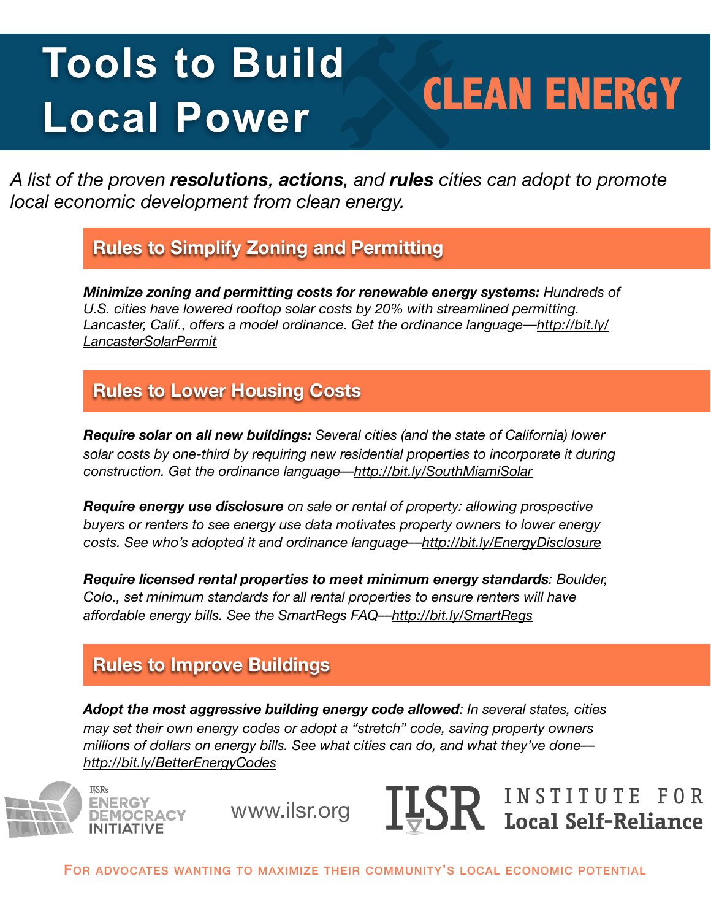# Tools to Build Local Power

# CLEAN ENERGY

*A list of the proven **resolutions**, **actions**, and **rules** cities can adopt to promote local economic development from clean energy.*

## Rules to Simplify Zoning and Permitting

***Minimize zoning and permitting costs for renewable energy systems:*** *Hundreds of U.S. cities have lowered rooftop solar costs by 20% with streamlined permitting. Lancaster, Calif., offers a model ordinance. Get the ordinance language—http://bit.ly/LancasterSolarPermit*

## Rules to Lower Housing Costs

***Require solar on all new buildings:*** *Several cities (and the state of California) lower solar costs by one-third by requiring new residential properties to incorporate it during construction. Get the ordinance language—http://bit.ly/SouthMiamiSolar*

***Require energy use disclosure*** *on sale or rental of property: allowing prospective buyers or renters to see energy use data motivates property owners to lower energy costs. See who's adopted it and ordinance language—http://bit.ly/EnergyDisclosure*

***Require licensed rental properties to meet minimum energy standards****: Boulder, Colo., set minimum standards for all rental properties to ensure renters will have affordable energy bills. See the SmartRegs FAQ—http://bit.ly/SmartRegs*

## Rules to Improve Buildings

***Adopt the most aggressive building energy code allowed****: In several states, cities may set their own energy codes or adopt a "stretch" code, saving property owners millions of dollars on energy bills. See what cities can do, and what they've done—http://bit.ly/BetterEnergyCodes*

ILSR's ENERGY DEMOCRACY INITIATIVE

www.ilsr.org

ILSR INSTITUTE FOR Local Self-Reliance

FOR ADVOCATES WANTING TO MAXIMIZE THEIR COMMUNITY'S LOCAL ECONOMIC POTENTIAL